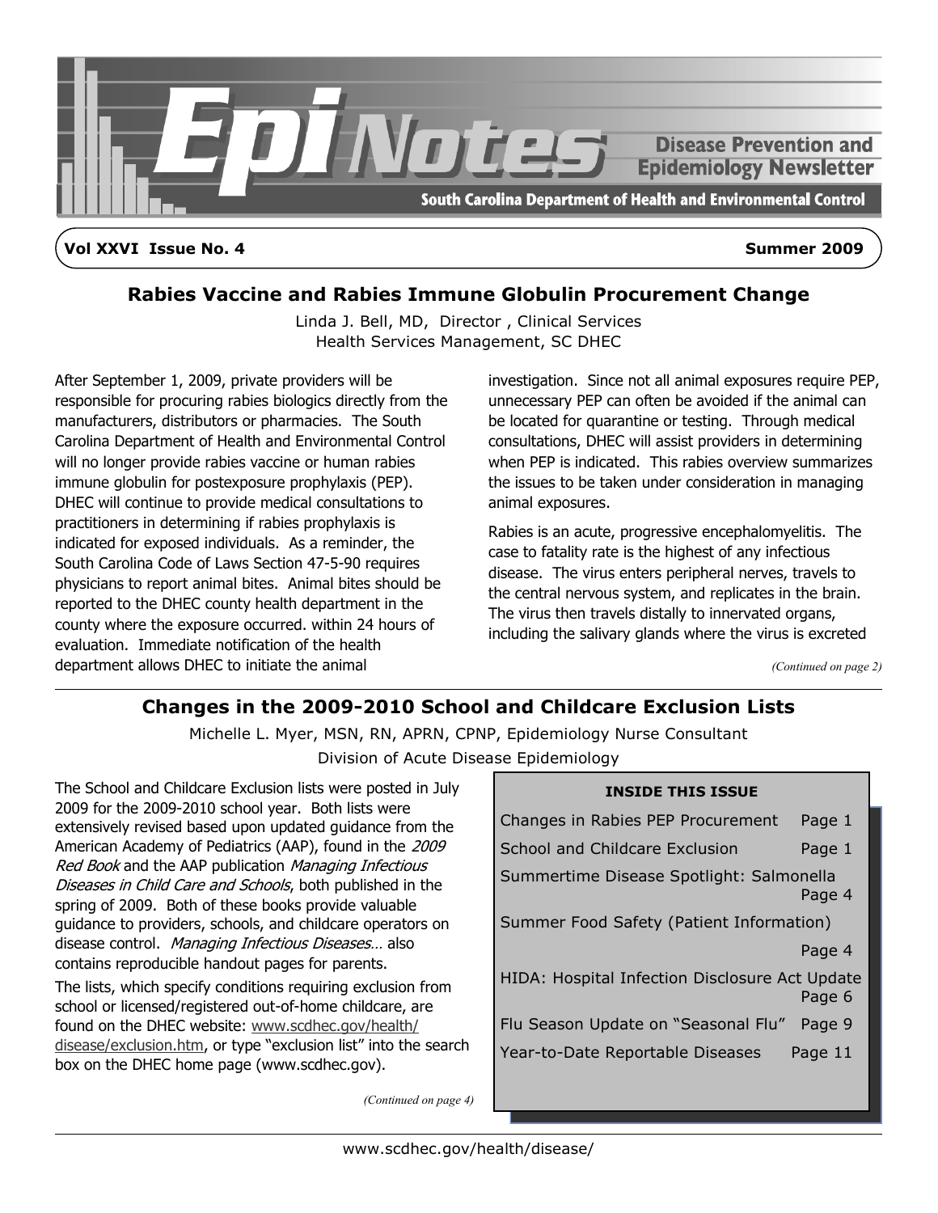# Epi Notes

**Disease Prevention and Epidemiology Newsletter**

**South Carolina Department of Health and Environmental Control**

**Vol XXVI Issue No. 4** **Summer 2009**

## Rabies Vaccine and Rabies Immune Globulin Procurement Change

Linda J. Bell, MD, Director , Clinical Services
Health Services Management, SC DHEC

After September 1, 2009, private providers will be responsible for procuring rabies biologics directly from the manufacturers, distributors or pharmacies. The South Carolina Department of Health and Environmental Control will no longer provide rabies vaccine or human rabies immune globulin for postexposure prophylaxis (PEP). DHEC will continue to provide medical consultations to practitioners in determining if rabies prophylaxis is indicated for exposed individuals. As a reminder, the South Carolina Code of Laws Section 47-5-90 requires physicians to report animal bites. Animal bites should be reported to the DHEC county health department in the county where the exposure occurred. within 24 hours of evaluation. Immediate notification of the health department allows DHEC to initiate the animal investigation. Since not all animal exposures require PEP, unnecessary PEP can often be avoided if the animal can be located for quarantine or testing. Through medical consultations, DHEC will assist providers in determining when PEP is indicated. This rabies overview summarizes the issues to be taken under consideration in managing animal exposures.

Rabies is an acute, progressive encephalomyelitis. The case to fatality rate is the highest of any infectious disease. The virus enters peripheral nerves, travels to the central nervous system, and replicates in the brain. The virus then travels distally to innervated organs, including the salivary glands where the virus is excreted

*(Continued on page 2)*

## Changes in the 2009-2010 School and Childcare Exclusion Lists

Michelle L. Myer, MSN, RN, APRN, CPNP, Epidemiology Nurse Consultant
Division of Acute Disease Epidemiology

The School and Childcare Exclusion lists were posted in July 2009 for the 2009-2010 school year. Both lists were extensively revised based upon updated guidance from the American Academy of Pediatrics (AAP), found in the *2009 Red Book* and the AAP publication *Managing Infectious Diseases in Child Care and Schools*, both published in the spring of 2009. Both of these books provide valuable guidance to providers, schools, and childcare operators on disease control. *Managing Infectious Diseases…* also contains reproducible handout pages for parents.

The lists, which specify conditions requiring exclusion from school or licensed/registered out-of-home childcare, are found on the DHEC website: www.scdhec.gov/health/disease/exclusion.htm, or type "exclusion list" into the search box on the DHEC home page (www.scdhec.gov).

*(Continued on page 4)*

**INSIDE THIS ISSUE**

| Article | Page |
|---|---|
| Changes in Rabies PEP Procurement | Page 1 |
| School and Childcare Exclusion | Page 1 |
| Summertime Disease Spotlight: Salmonella | Page 4 |
| Summer Food Safety (Patient Information) | Page 4 |
| HIDA: Hospital Infection Disclosure Act Update | Page 6 |
| Flu Season Update on "Seasonal Flu" | Page 9 |
| Year-to-Date Reportable Diseases | Page 11 |

www.scdhec.gov/health/disease/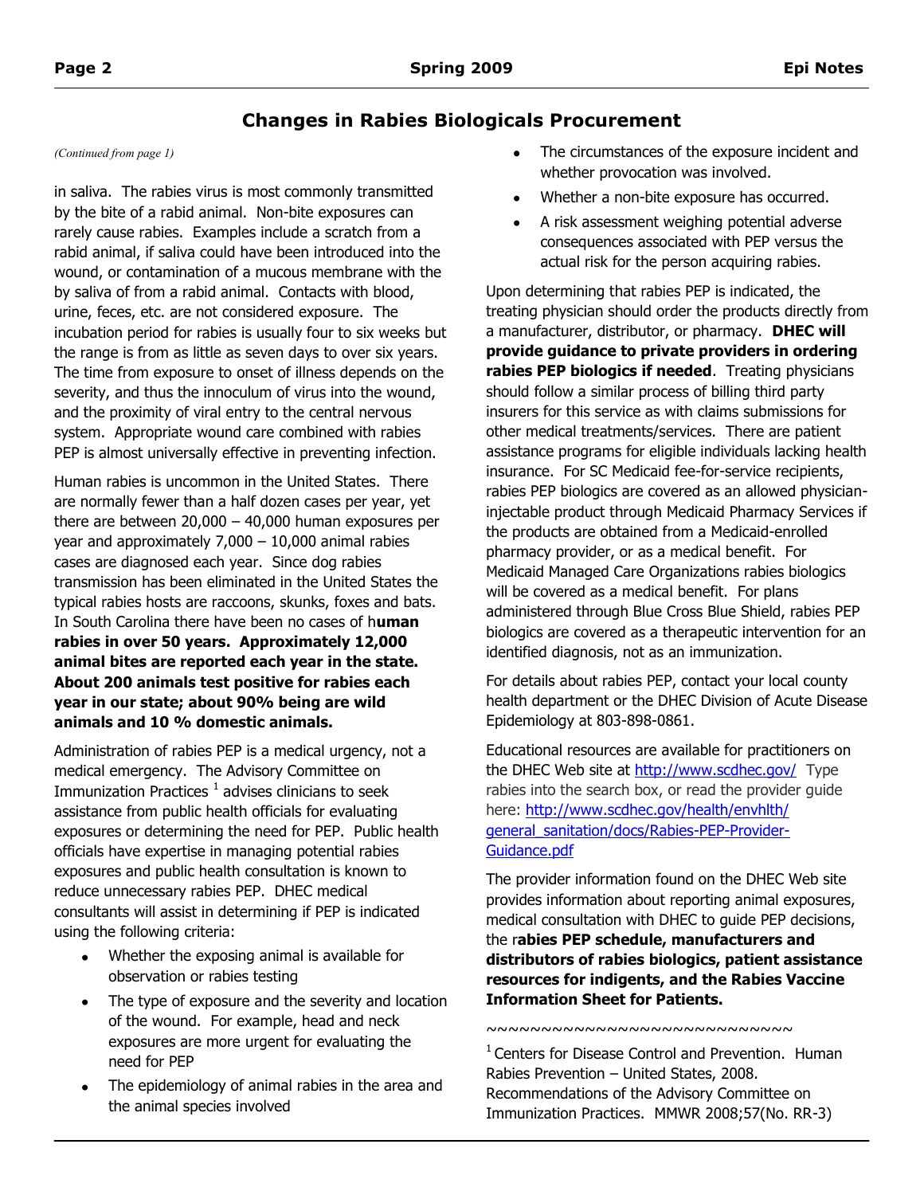## Changes in Rabies Biologicals Procurement

*(Continued from page 1)*

in saliva. The rabies virus is most commonly transmitted by the bite of a rabid animal. Non-bite exposures can rarely cause rabies. Examples include a scratch from a rabid animal, if saliva could have been introduced into the wound, or contamination of a mucous membrane with the by saliva of from a rabid animal. Contacts with blood, urine, feces, etc. are not considered exposure. The incubation period for rabies is usually four to six weeks but the range is from as little as seven days to over six years. The time from exposure to onset of illness depends on the severity, and thus the innoculum of virus into the wound, and the proximity of viral entry to the central nervous system. Appropriate wound care combined with rabies PEP is almost universally effective in preventing infection.

Human rabies is uncommon in the United States. There are normally fewer than a half dozen cases per year, yet there are between 20,000 – 40,000 human exposures per year and approximately 7,000 – 10,000 animal rabies cases are diagnosed each year. Since dog rabies transmission has been eliminated in the United States the typical rabies hosts are raccoons, skunks, foxes and bats. In South Carolina there have been no cases of h**uman rabies in over 50 years. Approximately 12,000 animal bites are reported each year in the state. About 200 animals test positive for rabies each year in our state; about 90% being are wild animals and 10 % domestic animals.**

Administration of rabies PEP is a medical urgency, not a medical emergency. The Advisory Committee on Immunization Practices [1] advises clinicians to seek assistance from public health officials for evaluating exposures or determining the need for PEP. Public health officials have expertise in managing potential rabies exposures and public health consultation is known to reduce unnecessary rabies PEP. DHEC medical consultants will assist in determining if PEP is indicated using the following criteria:

- Whether the exposing animal is available for observation or rabies testing
- The type of exposure and the severity and location of the wound. For example, head and neck exposures are more urgent for evaluating the need for PEP
- The epidemiology of animal rabies in the area and the animal species involved
- The circumstances of the exposure incident and whether provocation was involved.
- Whether a non-bite exposure has occurred.
- A risk assessment weighing potential adverse consequences associated with PEP versus the actual risk for the person acquiring rabies.

Upon determining that rabies PEP is indicated, the treating physician should order the products directly from a manufacturer, distributor, or pharmacy. **DHEC will provide guidance to private providers in ordering rabies PEP biologics if needed**. Treating physicians should follow a similar process of billing third party insurers for this service as with claims submissions for other medical treatments/services. There are patient assistance programs for eligible individuals lacking health insurance. For SC Medicaid fee-for-service recipients, rabies PEP biologics are covered as an allowed physician-injectable product through Medicaid Pharmacy Services if the products are obtained from a Medicaid-enrolled pharmacy provider, or as a medical benefit. For Medicaid Managed Care Organizations rabies biologics will be covered as a medical benefit. For plans administered through Blue Cross Blue Shield, rabies PEP biologics are covered as a therapeutic intervention for an identified diagnosis, not as an immunization.

For details about rabies PEP, contact your local county health department or the DHEC Division of Acute Disease Epidemiology at 803-898-0861.

Educational resources are available for practitioners on the DHEC Web site at http://www.scdhec.gov/ Type rabies into the search box, or read the provider guide here: http://www.scdhec.gov/health/envhlth/general_sanitation/docs/Rabies-PEP-Provider-Guidance.pdf

The provider information found on the DHEC Web site provides information about reporting animal exposures, medical consultation with DHEC to guide PEP decisions, the r**abies PEP schedule, manufacturers and distributors of rabies biologics, patient assistance resources for indigents, and the Rabies Vaccine Information Sheet for Patients.**

~~~~~~~~~~~~~~~~~~~~~~~~~~~~~

[1] Centers for Disease Control and Prevention. Human Rabies Prevention – United States, 2008. Recommendations of the Advisory Committee on Immunization Practices. MMWR 2008;57(No. RR-3)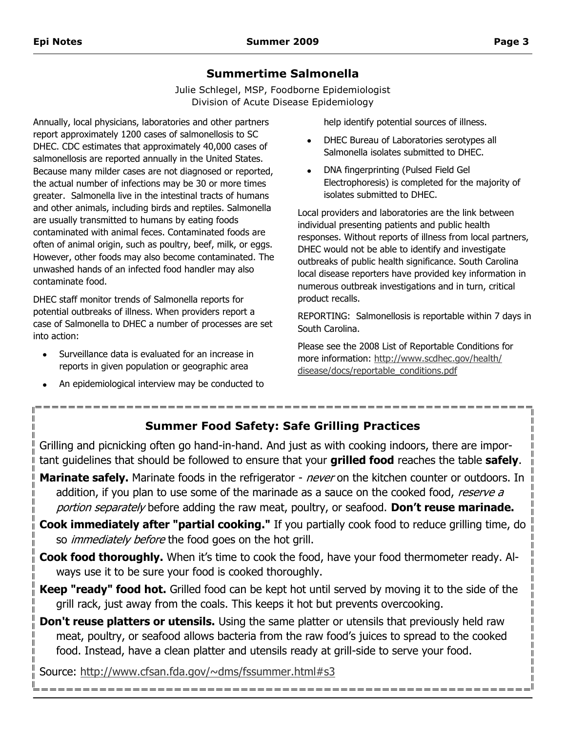## Summertime Salmonella

Julie Schlegel, MSP, Foodborne Epidemiologist
Division of Acute Disease Epidemiology

Annually, local physicians, laboratories and other partners report approximately 1200 cases of salmonellosis to SC DHEC. CDC estimates that approximately 40,000 cases of salmonellosis are reported annually in the United States. Because many milder cases are not diagnosed or reported, the actual number of infections may be 30 or more times greater. Salmonella live in the intestinal tracts of humans and other animals, including birds and reptiles. Salmonella are usually transmitted to humans by eating foods contaminated with animal feces. Contaminated foods are often of animal origin, such as poultry, beef, milk, or eggs. However, other foods may also become contaminated. The unwashed hands of an infected food handler may also contaminate food.

DHEC staff monitor trends of Salmonella reports for potential outbreaks of illness. When providers report a case of Salmonella to DHEC a number of processes are set into action:

- Surveillance data is evaluated for an increase in reports in given population or geographic area
- An epidemiological interview may be conducted to help identify potential sources of illness.
- DHEC Bureau of Laboratories serotypes all Salmonella isolates submitted to DHEC.
- DNA fingerprinting (Pulsed Field Gel Electrophoresis) is completed for the majority of isolates submitted to DHEC.

Local providers and laboratories are the link between individual presenting patients and public health responses. Without reports of illness from local partners, DHEC would not be able to identify and investigate outbreaks of public health significance. South Carolina local disease reporters have provided key information in numerous outbreak investigations and in turn, critical product recalls.

REPORTING: Salmonellosis is reportable within 7 days in South Carolina.

Please see the 2008 List of Reportable Conditions for more information: http://www.scdhec.gov/health/disease/docs/reportable_conditions.pdf

## Summer Food Safety: Safe Grilling Practices

Grilling and picnicking often go hand-in-hand. And just as with cooking indoors, there are important guidelines that should be followed to ensure that your **grilled food** reaches the table **safely**.

**Marinate safely.** Marinate foods in the refrigerator - *never* on the kitchen counter or outdoors. In addition, if you plan to use some of the marinade as a sauce on the cooked food, *reserve a portion separately* before adding the raw meat, poultry, or seafood. **Don't reuse marinade.**

**Cook immediately after "partial cooking."** If you partially cook food to reduce grilling time, do so *immediately before* the food goes on the hot grill.

**Cook food thoroughly.** When it's time to cook the food, have your food thermometer ready. Always use it to be sure your food is cooked thoroughly.

**Keep "ready" food hot.** Grilled food can be kept hot until served by moving it to the side of the grill rack, just away from the coals. This keeps it hot but prevents overcooking.

**Don't reuse platters or utensils.** Using the same platter or utensils that previously held raw meat, poultry, or seafood allows bacteria from the raw food's juices to spread to the cooked food. Instead, have a clean platter and utensils ready at grill-side to serve your food.

Source: http://www.cfsan.fda.gov/~dms/fssummer.html#s3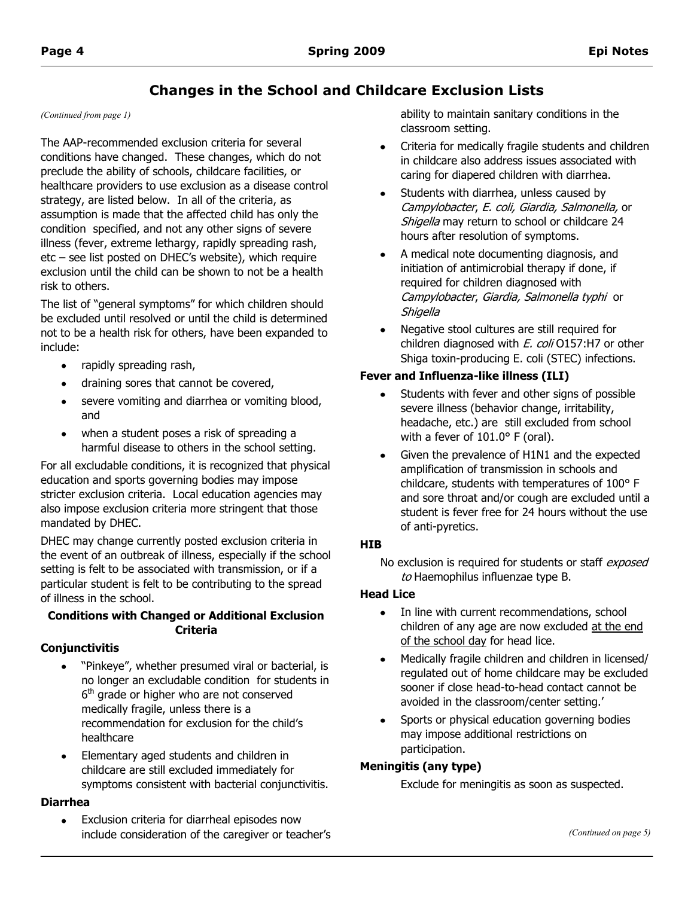## Changes in the School and Childcare Exclusion Lists

*(Continued from page 1)*

The AAP-recommended exclusion criteria for several conditions have changed. These changes, which do not preclude the ability of schools, childcare facilities, or healthcare providers to use exclusion as a disease control strategy, are listed below. In all of the criteria, as assumption is made that the affected child has only the condition specified, and not any other signs of severe illness (fever, extreme lethargy, rapidly spreading rash, etc – see list posted on DHEC's website), which require exclusion until the child can be shown to not be a health risk to others.

The list of "general symptoms" for which children should be excluded until resolved or until the child is determined not to be a health risk for others, have been expanded to include:

- rapidly spreading rash,
- draining sores that cannot be covered,
- severe vomiting and diarrhea or vomiting blood, and
- when a student poses a risk of spreading a harmful disease to others in the school setting.

For all excludable conditions, it is recognized that physical education and sports governing bodies may impose stricter exclusion criteria. Local education agencies may also impose exclusion criteria more stringent that those mandated by DHEC.

DHEC may change currently posted exclusion criteria in the event of an outbreak of illness, especially if the school setting is felt to be associated with transmission, or if a particular student is felt to be contributing to the spread of illness in the school.

**Conditions with Changed or Additional Exclusion Criteria**

**Conjunctivitis**

- "Pinkeye", whether presumed viral or bacterial, is no longer an excludable condition for students in 6th grade or higher who are not conserved medically fragile, unless there is a recommendation for exclusion for the child's healthcare
- Elementary aged students and children in childcare are still excluded immediately for symptoms consistent with bacterial conjunctivitis.

**Diarrhea**

- Exclusion criteria for diarrheal episodes now include consideration of the caregiver or teacher's ability to maintain sanitary conditions in the classroom setting.
- Criteria for medically fragile students and children in childcare also address issues associated with caring for diapered children with diarrhea.
- Students with diarrhea, unless caused by *Campylobacter*, *E. coli, Giardia, Salmonella,* or *Shigella* may return to school or childcare 24 hours after resolution of symptoms.
- A medical note documenting diagnosis, and initiation of antimicrobial therapy if done, if required for children diagnosed with *Campylobacter*, *Giardia, Salmonella typhi* or *Shigella*
- Negative stool cultures are still required for children diagnosed with *E. coli* O157:H7 or other Shiga toxin-producing E. coli (STEC) infections.

**Fever and Influenza-like illness (ILI)**

- Students with fever and other signs of possible severe illness (behavior change, irritability, headache, etc.) are still excluded from school with a fever of 101.0° F (oral).
- Given the prevalence of H1N1 and the expected amplification of transmission in schools and childcare, students with temperatures of 100° F and sore throat and/or cough are excluded until a student is fever free for 24 hours without the use of anti-pyretics.

**HIB**

No exclusion is required for students or staff *exposed to* Haemophilus influenzae type B.

**Head Lice**

- In line with current recommendations, school children of any age are now excluded <u>at the end of the school day</u> for head lice.
- Medically fragile children and children in licensed/ regulated out of home childcare may be excluded sooner if close head-to-head contact cannot be avoided in the classroom/center setting.'
- Sports or physical education governing bodies may impose additional restrictions on participation.

**Meningitis (any type)**

Exclude for meningitis as soon as suspected.

*(Continued on page 5)*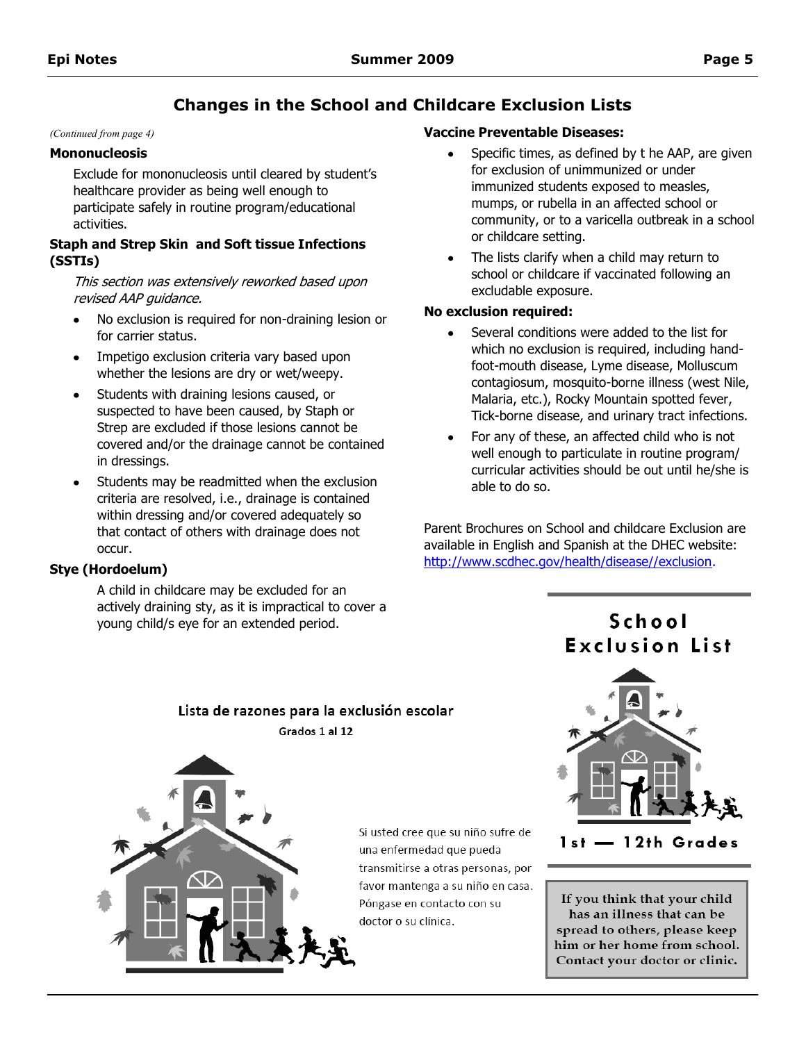## Changes in the School and Childcare Exclusion Lists

*(Continued from page 4)*

**Mononucleosis**

Exclude for mononucleosis until cleared by student's healthcare provider as being well enough to participate safely in routine program/educational activities.

**Staph and Strep Skin and Soft tissue Infections (SSTIs)**

*This section was extensively reworked based upon revised AAP guidance.*

- No exclusion is required for non-draining lesion or for carrier status.
- Impetigo exclusion criteria vary based upon whether the lesions are dry or wet/weepy.
- Students with draining lesions caused, or suspected to have been caused, by Staph or Strep are excluded if those lesions cannot be covered and/or the drainage cannot be contained in dressings.
- Students may be readmitted when the exclusion criteria are resolved, i.e., drainage is contained within dressing and/or covered adequately so that contact of others with drainage does not occur.

**Stye (Hordoelum)**

A child in childcare may be excluded for an actively draining sty, as it is impractical to cover a young child/s eye for an extended period.

**Vaccine Preventable Diseases:**

- Specific times, as defined by t he AAP, are given for exclusion of unimmunized or under immunized students exposed to measles, mumps, or rubella in an affected school or community, or to a varicella outbreak in a school or childcare setting.
- The lists clarify when a child may return to school or childcare if vaccinated following an excludable exposure.

**No exclusion required:**

- Several conditions were added to the list for which no exclusion is required, including hand-foot-mouth disease, Lyme disease, Molluscum contagiosum, mosquito-borne illness (west Nile, Malaria, etc.), Rocky Mountain spotted fever, Tick-borne disease, and urinary tract infections.
- For any of these, an affected child who is not well enough to particulate in routine program/ curricular activities should be out until he/she is able to do so.

Parent Brochures on School and childcare Exclusion are available in English and Spanish at the DHEC website: http://www.scdhec.gov/health/disease//exclusion.

Lista de razones para la exclusión escolar

Grados 1 al 12

Si usted cree que su niño sufre de una enfermedad que pueda transmitirse a otras personas, por favor mantenga a su niño en casa. Póngase en contacto con su doctor o su clínica.

School Exclusion List

1st — 12th Grades

If you think that your child has an illness that can be spread to others, please keep him or her home from school. Contact your doctor or clinic.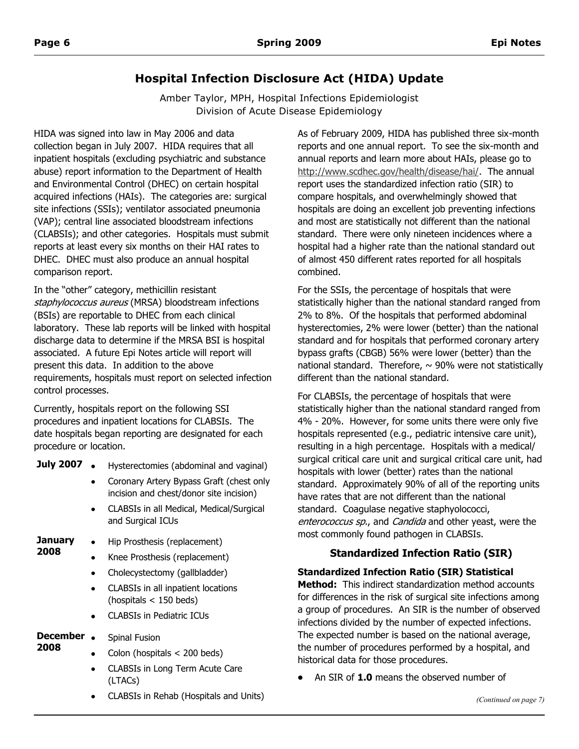# Hospital Infection Disclosure Act (HIDA) Update

Amber Taylor, MPH, Hospital Infections Epidemiologist
Division of Acute Disease Epidemiology

HIDA was signed into law in May 2006 and data collection began in July 2007. HIDA requires that all inpatient hospitals (excluding psychiatric and substance abuse) report information to the Department of Health and Environmental Control (DHEC) on certain hospital acquired infections (HAIs). The categories are: surgical site infections (SSIs); ventilator associated pneumonia (VAP); central line associated bloodstream infections (CLABSIs); and other categories. Hospitals must submit reports at least every six months on their HAI rates to DHEC. DHEC must also produce an annual hospital comparison report.

In the "other" category, methicillin resistant *staphylococcus aureus* (MRSA) bloodstream infections (BSIs) are reportable to DHEC from each clinical laboratory. These lab reports will be linked with hospital discharge data to determine if the MRSA BSI is hospital associated. A future Epi Notes article will report will present this data. In addition to the above requirements, hospitals must report on selected infection control processes.

Currently, hospitals report on the following SSI procedures and inpatient locations for CLABSIs. The date hospitals began reporting are designated for each procedure or location.

**July 2007**

- Hysterectomies (abdominal and vaginal)
- Coronary Artery Bypass Graft (chest only incision and chest/donor site incision)
- CLABSIs in all Medical, Medical/Surgical and Surgical ICUs

**January 2008**

- Hip Prosthesis (replacement)
- Knee Prosthesis (replacement)
- Cholecystectomy (gallbladder)
- CLABSIs in all inpatient locations (hospitals < 150 beds)
- CLABSIs in Pediatric ICUs

**December 2008**

- Spinal Fusion
- Colon (hospitals < 200 beds)
- CLABSIs in Long Term Acute Care (LTACs)
- CLABSIs in Rehab (Hospitals and Units)

As of February 2009, HIDA has published three six-month reports and one annual report. To see the six-month and annual reports and learn more about HAIs, please go to http://www.scdhec.gov/health/disease/hai/. The annual report uses the standardized infection ratio (SIR) to compare hospitals, and overwhelmingly showed that hospitals are doing an excellent job preventing infections and most are statistically not different than the national standard. There were only nineteen incidences where a hospital had a higher rate than the national standard out of almost 450 different rates reported for all hospitals combined.

For the SSIs, the percentage of hospitals that were statistically higher than the national standard ranged from 2% to 8%. Of the hospitals that performed abdominal hysterectomies, 2% were lower (better) than the national standard and for hospitals that performed coronary artery bypass grafts (CBGB) 56% were lower (better) than the national standard. Therefore, ~ 90% were not statistically different than the national standard.

For CLABSIs, the percentage of hospitals that were statistically higher than the national standard ranged from 4% - 20%. However, for some units there were only five hospitals represented (e.g., pediatric intensive care unit), resulting in a high percentage. Hospitals with a medical/surgical critical care unit and surgical critical care unit, had hospitals with lower (better) rates than the national standard. Approximately 90% of all of the reporting units have rates that are not different than the national standard. Coagulase negative staphyolococci, *enterococcus sp.*, and *Candida* and other yeast, were the most commonly found pathogen in CLABSIs.

## Standardized Infection Ratio (SIR)

**Standardized Infection Ratio (SIR) Statistical Method:** This indirect standardization method accounts for differences in the risk of surgical site infections among a group of procedures. An SIR is the number of observed infections divided by the number of expected infections. The expected number is based on the national average, the number of procedures performed by a hospital, and historical data for those procedures.

- An SIR of **1.0** means the observed number of

*(Continued on page 7)*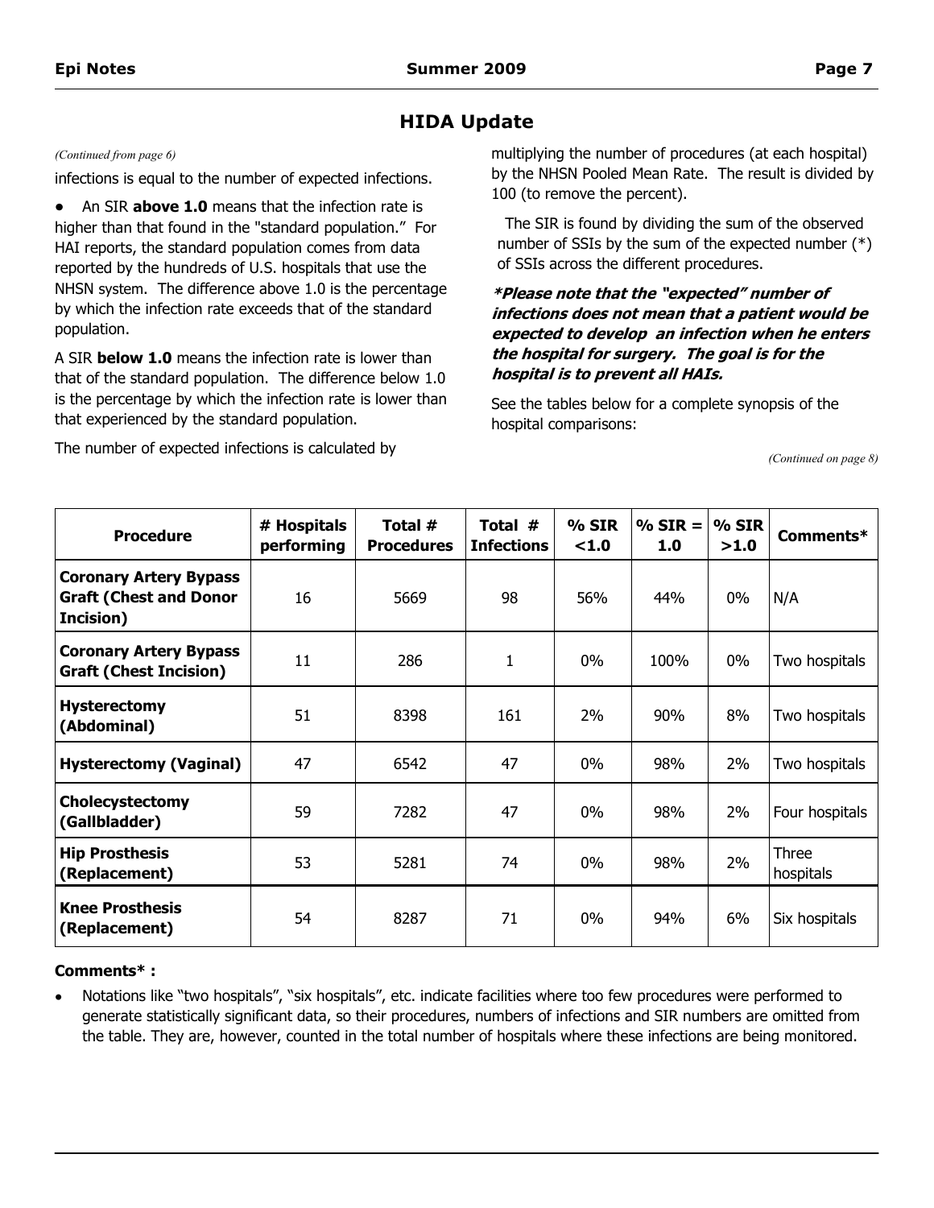## HIDA Update

*(Continued from page 6)*

infections is equal to the number of expected infections.

- An SIR **above 1.0** means that the infection rate is higher than that found in the "standard population." For HAI reports, the standard population comes from data reported by the hundreds of U.S. hospitals that use the NHSN system. The difference above 1.0 is the percentage by which the infection rate exceeds that of the standard population.

A SIR **below 1.0** means the infection rate is lower than that of the standard population. The difference below 1.0 is the percentage by which the infection rate is lower than that experienced by the standard population.

The number of expected infections is calculated by multiplying the number of procedures (at each hospital) by the NHSN Pooled Mean Rate. The result is divided by 100 (to remove the percent).

The SIR is found by dividing the sum of the observed number of SSIs by the sum of the expected number (*) of SSIs across the different procedures.

***Please note that the "expected" number of infections does not mean that a patient would be expected to develop an infection when he enters the hospital for surgery. The goal is for the hospital is to prevent all HAIs.***

See the tables below for a complete synopsis of the hospital comparisons:

*(Continued on page 8)*

| Procedure | # Hospitals performing | Total # Procedures | Total # Infections | % SIR <1.0 | % SIR = 1.0 | % SIR >1.0 | Comments* |
|---|---|---|---|---|---|---|---|
| **Coronary Artery Bypass Graft (Chest and Donor Incision)** | 16 | 5669 | 98 | 56% | 44% | 0% | N/A |
| **Coronary Artery Bypass Graft (Chest Incision)** | 11 | 286 | 1 | 0% | 100% | 0% | Two hospitals |
| **Hysterectomy (Abdominal)** | 51 | 8398 | 161 | 2% | 90% | 8% | Two hospitals |
| **Hysterectomy (Vaginal)** | 47 | 6542 | 47 | 0% | 98% | 2% | Two hospitals |
| **Cholecystectomy (Gallbladder)** | 59 | 7282 | 47 | 0% | 98% | 2% | Four hospitals |
| **Hip Prosthesis (Replacement)** | 53 | 5281 | 74 | 0% | 98% | 2% | Three hospitals |
| **Knee Prosthesis (Replacement)** | 54 | 8287 | 71 | 0% | 94% | 6% | Six hospitals |

**Comments* :**

- Notations like "two hospitals", "six hospitals", etc. indicate facilities where too few procedures were performed to generate statistically significant data, so their procedures, numbers of infections and SIR numbers are omitted from the table. They are, however, counted in the total number of hospitals where these infections are being monitored.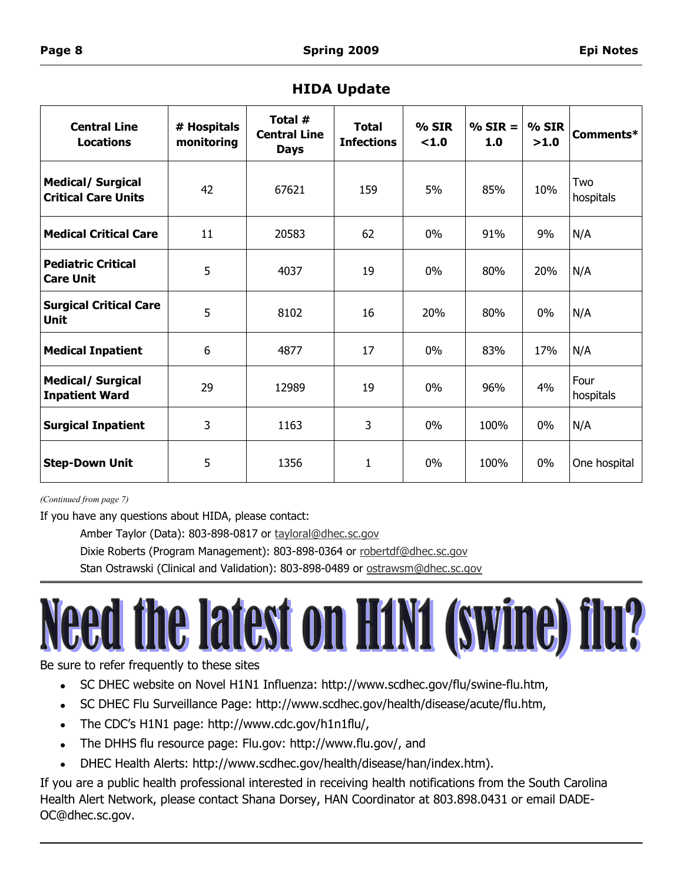## HIDA Update

| Central Line Locations | # Hospitals monitoring | Total # Central Line Days | Total Infections | % SIR <1.0 | % SIR = 1.0 | % SIR >1.0 | Comments* |
|---|---|---|---|---|---|---|---|
| **Medical/ Surgical Critical Care Units** | 42 | 67621 | 159 | 5% | 85% | 10% | Two hospitals |
| **Medical Critical Care** | 11 | 20583 | 62 | 0% | 91% | 9% | N/A |
| **Pediatric Critical Care Unit** | 5 | 4037 | 19 | 0% | 80% | 20% | N/A |
| **Surgical Critical Care Unit** | 5 | 8102 | 16 | 20% | 80% | 0% | N/A |
| **Medical Inpatient** | 6 | 4877 | 17 | 0% | 83% | 17% | N/A |
| **Medical/ Surgical Inpatient Ward** | 29 | 12989 | 19 | 0% | 96% | 4% | Four hospitals |
| **Surgical Inpatient** | 3 | 1163 | 3 | 0% | 100% | 0% | N/A |
| **Step-Down Unit** | 5 | 1356 | 1 | 0% | 100% | 0% | One hospital |

*(Continued from page 7)*

If you have any questions about HIDA, please contact:

Amber Taylor (Data): 803-898-0817 or taylorال@dhec.sc.gov

Dixie Roberts (Program Management): 803-898-0364 or robertdf@dhec.sc.gov

Stan Ostrawski (Clinical and Validation): 803-898-0489 or ostrawsm@dhec.sc.gov

# Need the latest on H1N1 (swine) flu?

Be sure to refer frequently to these sites

- SC DHEC website on Novel H1N1 Influenza: http://www.scdhec.gov/flu/swine-flu.htm,
- SC DHEC Flu Surveillance Page: http://www.scdhec.gov/health/disease/acute/flu.htm,
- The CDC's H1N1 page: http://www.cdc.gov/h1n1flu/,
- The DHHS flu resource page: Flu.gov: http://www.flu.gov/, and
- DHEC Health Alerts: http://www.scdhec.gov/health/disease/han/index.htm).

If you are a public health professional interested in receiving health notifications from the South Carolina Health Alert Network, please contact Shana Dorsey, HAN Coordinator at 803.898.0431 or email DADE-OC@dhec.sc.gov.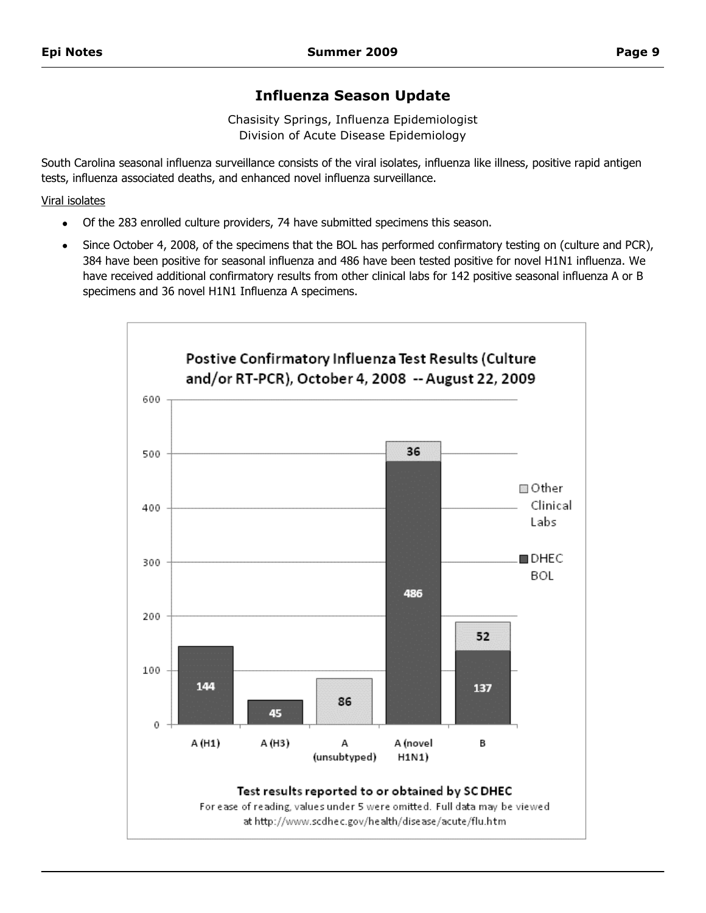## Influenza Season Update

Chasisity Springs, Influenza Epidemiologist
Division of Acute Disease Epidemiology

South Carolina seasonal influenza surveillance consists of the viral isolates, influenza like illness, positive rapid antigen tests, influenza associated deaths, and enhanced novel influenza surveillance.

Viral isolates

- Of the 283 enrolled culture providers, 74 have submitted specimens this season.
- Since October 4, 2008, of the specimens that the BOL has performed confirmatory testing on (culture and PCR), 384 have been positive for seasonal influenza and 486 have been tested positive for novel H1N1 influenza. We have received additional confirmatory results from other clinical labs for 142 positive seasonal influenza A or B specimens and 36 novel H1N1 Influenza A specimens.

**Postive Confirmatory Influenza Test Results (Culture and/or RT-PCR), October 4, 2008 -- August 22, 2009**

| | A (H1) | A (H3) | A (unsubtyped) | A (novel H1N1) | B |
|---|---|---|---|---|---|
| DHEC BOL | 144 | 45 | | 486 | 137 |
| Other Clinical Labs | | | 86 | 36 | 52 |

**Test results reported to or obtained by SC DHEC**

For ease of reading, values under 5 were omitted. Full data may be viewed at http://www.scdhec.gov/health/disease/acute/flu.htm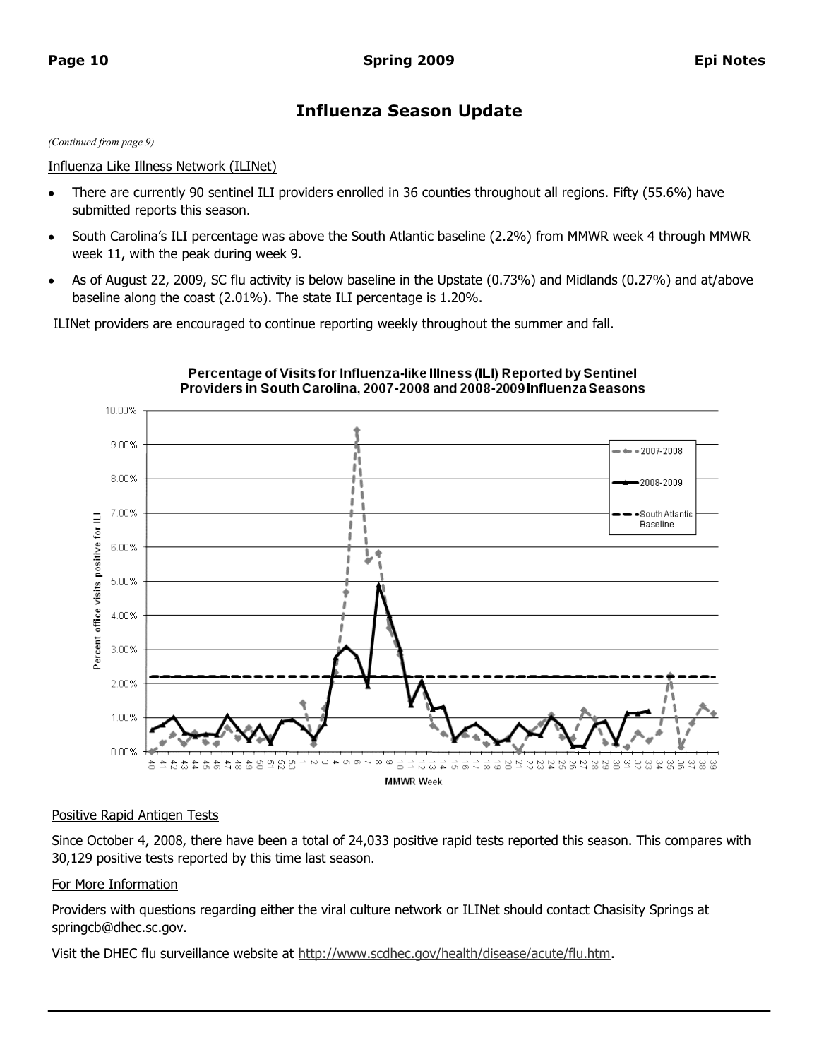## Influenza Season Update

*(Continued from page 9)*

Influenza Like Illness Network (ILINet)

- There are currently 90 sentinel ILI providers enrolled in 36 counties throughout all regions. Fifty (55.6%) have submitted reports this season.
- South Carolina's ILI percentage was above the South Atlantic baseline (2.2%) from MMWR week 4 through MMWR week 11, with the peak during week 9.
- As of August 22, 2009, SC flu activity is below baseline in the Upstate (0.73%) and Midlands (0.27%) and at/above baseline along the coast (2.01%). The state ILI percentage is 1.20%.

ILINet providers are encouraged to continue reporting weekly throughout the summer and fall.

**Percentage of Visits for Influenza-like Illness (ILI) Reported by Sentinel Providers in South Carolina, 2007-2008 and 2008-2009 Influenza Seasons**

Positive Rapid Antigen Tests

Since October 4, 2008, there have been a total of 24,033 positive rapid tests reported this season. This compares with 30,129 positive tests reported by this time last season.

For More Information

Providers with questions regarding either the viral culture network or ILINet should contact Chasisity Springs at springcb@dhec.sc.gov.

Visit the DHEC flu surveillance website at http://www.scdhec.gov/health/disease/acute/flu.htm.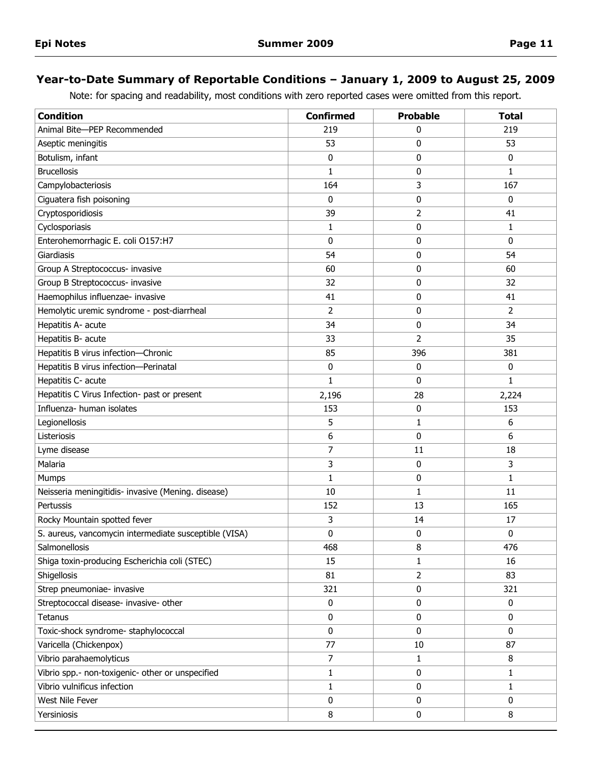## Year-to-Date Summary of Reportable Conditions – January 1, 2009 to August 25, 2009

Note: for spacing and readability, most conditions with zero reported cases were omitted from this report.

| Condition | Confirmed | Probable | Total |
|---|---|---|---|
| Animal Bite—PEP Recommended | 219 | 0 | 219 |
| Aseptic meningitis | 53 | 0 | 53 |
| Botulism, infant | 0 | 0 | 0 |
| Brucellosis | 1 | 0 | 1 |
| Campylobacteriosis | 164 | 3 | 167 |
| Ciguatera fish poisoning | 0 | 0 | 0 |
| Cryptosporidiosis | 39 | 2 | 41 |
| Cyclosporiasis | 1 | 0 | 1 |
| Enterohemorrhagic E. coli O157:H7 | 0 | 0 | 0 |
| Giardiasis | 54 | 0 | 54 |
| Group A Streptococcus- invasive | 60 | 0 | 60 |
| Group B Streptococcus- invasive | 32 | 0 | 32 |
| Haemophilus influenzae- invasive | 41 | 0 | 41 |
| Hemolytic uremic syndrome - post-diarrheal | 2 | 0 | 2 |
| Hepatitis A- acute | 34 | 0 | 34 |
| Hepatitis B- acute | 33 | 2 | 35 |
| Hepatitis B virus infection—Chronic | 85 | 396 | 381 |
| Hepatitis B virus infection—Perinatal | 0 | 0 | 0 |
| Hepatitis C- acute | 1 | 0 | 1 |
| Hepatitis C Virus Infection- past or present | 2,196 | 28 | 2,224 |
| Influenza- human isolates | 153 | 0 | 153 |
| Legionellosis | 5 | 1 | 6 |
| Listeriosis | 6 | 0 | 6 |
| Lyme disease | 7 | 11 | 18 |
| Malaria | 3 | 0 | 3 |
| Mumps | 1 | 0 | 1 |
| Neisseria meningitidis- invasive (Mening. disease) | 10 | 1 | 11 |
| Pertussis | 152 | 13 | 165 |
| Rocky Mountain spotted fever | 3 | 14 | 17 |
| S. aureus, vancomycin intermediate susceptible (VISA) | 0 | 0 | 0 |
| Salmonellosis | 468 | 8 | 476 |
| Shiga toxin-producing Escherichia coli (STEC) | 15 | 1 | 16 |
| Shigellosis | 81 | 2 | 83 |
| Strep pneumoniae- invasive | 321 | 0 | 321 |
| Streptococcal disease- invasive- other | 0 | 0 | 0 |
| Tetanus | 0 | 0 | 0 |
| Toxic-shock syndrome- staphylococcal | 0 | 0 | 0 |
| Varicella (Chickenpox) | 77 | 10 | 87 |
| Vibrio parahaemolyticus | 7 | 1 | 8 |
| Vibrio spp.- non-toxigenic- other or unspecified | 1 | 0 | 1 |
| Vibrio vulnificus infection | 1 | 0 | 1 |
| West Nile Fever | 0 | 0 | 0 |
| Yersiniosis | 8 | 0 | 8 |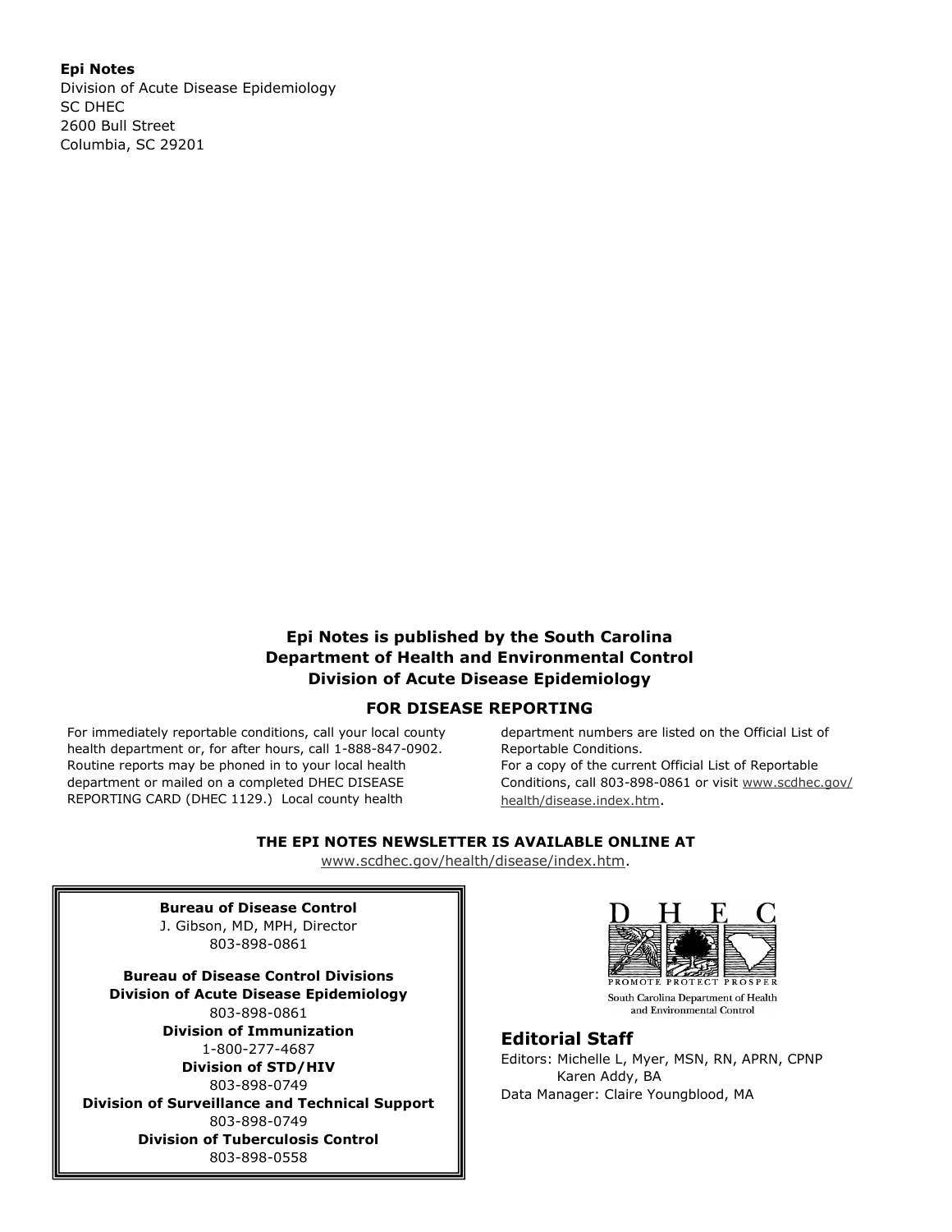**Epi Notes**
Division of Acute Disease Epidemiology
SC DHEC
2600 Bull Street
Columbia, SC 29201

**Epi Notes is published by the South Carolina Department of Health and Environmental Control Division of Acute Disease Epidemiology**

**FOR DISEASE REPORTING**

For immediately reportable conditions, call your local county health department or, for after hours, call 1-888-847-0902. Routine reports may be phoned in to your local health department or mailed on a completed DHEC DISEASE REPORTING CARD (DHEC 1129.) Local county health department numbers are listed on the Official List of Reportable Conditions.
For a copy of the current Official List of Reportable Conditions, call 803-898-0861 or visit www.scdhec.gov/health/disease.index.htm.

**THE EPI NOTES NEWSLETTER IS AVAILABLE ONLINE AT**
www.scdhec.gov/health/disease/index.htm.

**Bureau of Disease Control**
J. Gibson, MD, MPH, Director
803-898-0861

**Bureau of Disease Control Divisions**
**Division of Acute Disease Epidemiology**
803-898-0861
**Division of Immunization**
1-800-277-4687
**Division of STD/HIV**
803-898-0749
**Division of Surveillance and Technical Support**
803-898-0749
**Division of Tuberculosis Control**
803-898-0558

DHEC
PROMOTE PROTECT PROSPER
South Carolina Department of Health and Environmental Control

## Editorial Staff

Editors: Michelle L, Myer, MSN, RN, APRN, CPNP
Karen Addy, BA
Data Manager: Claire Youngblood, MA